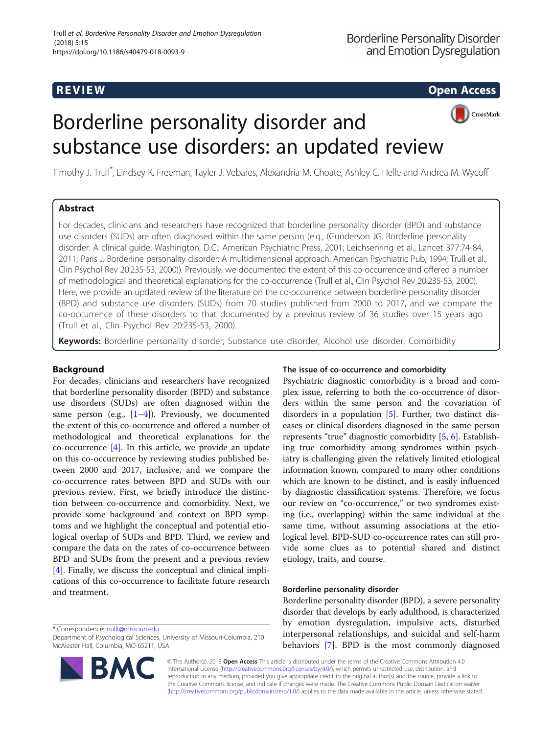REVIEW

Open Access

# Borderline personality disorder and substance use disorders: an updated review

Timothy J. Trull*, Lindsey K. Freeman, Tayler J. Vebares, Alexandria M. Choate, Ashley C. Helle and Andrea M. Wycoff

## Abstract

For decades, clinicians and researchers have recognized that borderline personality disorder (BPD) and substance use disorders (SUDs) are often diagnosed within the same person (e.g., (Gunderson JG. Borderline personality disorder: A clinical guide. Washington, D.C.: American Psychiatric Press, 2001; Leichsenring et al., Lancet 377:74-84, 2011; Paris J. Borderline personality disorder: A multidimensional approach. American Psychiatric Pub, 1994; Trull et al., Clin Psychol Rev 20:235-53, 2000)). Previously, we documented the extent of this co-occurrence and offered a number of methodological and theoretical explanations for the co-occurrence (Trull et al., Clin Psychol Rev 20:235-53, 2000). Here, we provide an updated review of the literature on the co-occurrence between borderline personality disorder (BPD) and substance use disorders (SUDs) from 70 studies published from 2000 to 2017, and we compare the co-occurrence of these disorders to that documented by a previous review of 36 studies over 15 years ago (Trull et al., Clin Psychol Rev 20:235-53, 2000).

**Keywords:** Borderline personality disorder, Substance use disorder, Alcohol use disorder, Comorbidity

## Background

For decades, clinicians and researchers have recognized that borderline personality disorder (BPD) and substance use disorders (SUDs) are often diagnosed within the same person (e.g., [1–4]). Previously, we documented the extent of this co-occurrence and offered a number of methodological and theoretical explanations for the co-occurrence [4]. In this article, we provide an update on this co-occurrence by reviewing studies published between 2000 and 2017, inclusive, and we compare the co-occurrence rates between BPD and SUDs with our previous review. First, we briefly introduce the distinction between co-occurrence and comorbidity. Next, we provide some background and context on BPD symptoms and we highlight the conceptual and potential etiological overlap of SUDs and BPD. Third, we review and compare the data on the rates of co-occurrence between BPD and SUDs from the present and a previous review [4]. Finally, we discuss the conceptual and clinical implications of this co-occurrence to facilitate future research and treatment.

### The issue of co-occurrence and comorbidity

Psychiatric diagnostic comorbidity is a broad and complex issue, referring to both the co-occurrence of disorders within the same person and the covariation of disorders in a population [5]. Further, two distinct diseases or clinical disorders diagnosed in the same person represents "true" diagnostic comorbidity [5, 6]. Establishing true comorbidity among syndromes within psychiatry is challenging given the relatively limited etiological information known, compared to many other conditions which are known to be distinct, and is easily influenced by diagnostic classification systems. Therefore, we focus our review on "co-occurrence," or two syndromes existing (i.e., overlapping) within the same individual at the same time, without assuming associations at the etiological level. BPD-SUD co-occurrence rates can still provide some clues as to potential shared and distinct etiology, traits, and course.

### Borderline personality disorder

Borderline personality disorder (BPD), a severe personality disorder that develops by early adulthood, is characterized by emotion dysregulation, impulsive acts, disturbed interpersonal relationships, and suicidal and self-harm behaviors [7]. BPD is the most commonly diagnosed

* Correspondence: trullt@missouri.edu
Department of Psychological Sciences, University of Missouri-Columbia, 210 McAlester Hall, Columbia, MO 65211, USA

© The Author(s). 2018 **Open Access** This article is distributed under the terms of the Creative Commons Attribution 4.0 International License (http://creativecommons.org/licenses/by/4.0/), which permits unrestricted use, distribution, and reproduction in any medium, provided you give appropriate credit to the original author(s) and the source, provide a link to the Creative Commons license, and indicate if changes were made. The Creative Commons Public Domain Dedication waiver (http://creativecommons.org/publicdomain/zero/1.0/) applies to the data made available in this article, unless otherwise stated.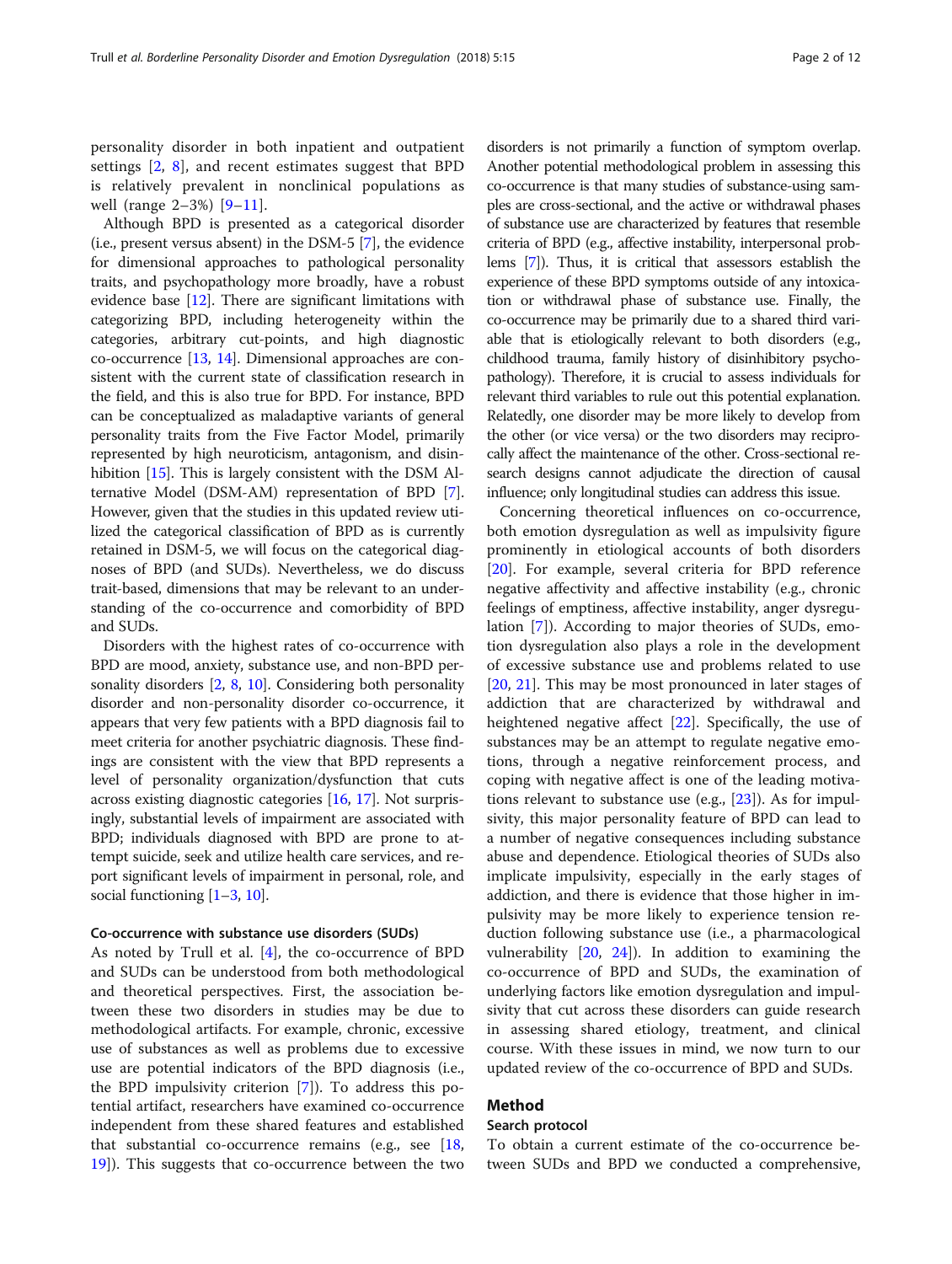personality disorder in both inpatient and outpatient settings [2, 8], and recent estimates suggest that BPD is relatively prevalent in nonclinical populations as well (range 2–3%) [9–11].

Although BPD is presented as a categorical disorder (i.e., present versus absent) in the DSM-5 [7], the evidence for dimensional approaches to pathological personality traits, and psychopathology more broadly, have a robust evidence base [12]. There are significant limitations with categorizing BPD, including heterogeneity within the categories, arbitrary cut-points, and high diagnostic co-occurrence [13, 14]. Dimensional approaches are consistent with the current state of classification research in the field, and this is also true for BPD. For instance, BPD can be conceptualized as maladaptive variants of general personality traits from the Five Factor Model, primarily represented by high neuroticism, antagonism, and disinhibition [15]. This is largely consistent with the DSM Alternative Model (DSM-AM) representation of BPD [7]. However, given that the studies in this updated review utilized the categorical classification of BPD as is currently retained in DSM-5, we will focus on the categorical diagnoses of BPD (and SUDs). Nevertheless, we do discuss trait-based, dimensions that may be relevant to an understanding of the co-occurrence and comorbidity of BPD and SUDs.

Disorders with the highest rates of co-occurrence with BPD are mood, anxiety, substance use, and non-BPD personality disorders [2, 8, 10]. Considering both personality disorder and non-personality disorder co-occurrence, it appears that very few patients with a BPD diagnosis fail to meet criteria for another psychiatric diagnosis. These findings are consistent with the view that BPD represents a level of personality organization/dysfunction that cuts across existing diagnostic categories [16, 17]. Not surprisingly, substantial levels of impairment are associated with BPD; individuals diagnosed with BPD are prone to attempt suicide, seek and utilize health care services, and report significant levels of impairment in personal, role, and social functioning [1–3, 10].

### Co-occurrence with substance use disorders (SUDs)

As noted by Trull et al. [4], the co-occurrence of BPD and SUDs can be understood from both methodological and theoretical perspectives. First, the association between these two disorders in studies may be due to methodological artifacts. For example, chronic, excessive use of substances as well as problems due to excessive use are potential indicators of the BPD diagnosis (i.e., the BPD impulsivity criterion [7]). To address this potential artifact, researchers have examined co-occurrence independent from these shared features and established that substantial co-occurrence remains (e.g., see [18, 19]). This suggests that co-occurrence between the two disorders is not primarily a function of symptom overlap. Another potential methodological problem in assessing this co-occurrence is that many studies of substance-using samples are cross-sectional, and the active or withdrawal phases of substance use are characterized by features that resemble criteria of BPD (e.g., affective instability, interpersonal problems [7]). Thus, it is critical that assessors establish the experience of these BPD symptoms outside of any intoxication or withdrawal phase of substance use. Finally, the co-occurrence may be primarily due to a shared third variable that is etiologically relevant to both disorders (e.g., childhood trauma, family history of disinhibitory psychopathology). Therefore, it is crucial to assess individuals for relevant third variables to rule out this potential explanation. Relatedly, one disorder may be more likely to develop from the other (or vice versa) or the two disorders may reciprocally affect the maintenance of the other. Cross-sectional research designs cannot adjudicate the direction of causal influence; only longitudinal studies can address this issue.

Concerning theoretical influences on co-occurrence, both emotion dysregulation as well as impulsivity figure prominently in etiological accounts of both disorders [20]. For example, several criteria for BPD reference negative affectivity and affective instability (e.g., chronic feelings of emptiness, affective instability, anger dysregulation [7]). According to major theories of SUDs, emotion dysregulation also plays a role in the development of excessive substance use and problems related to use [20, 21]. This may be most pronounced in later stages of addiction that are characterized by withdrawal and heightened negative affect [22]. Specifically, the use of substances may be an attempt to regulate negative emotions, through a negative reinforcement process, and coping with negative affect is one of the leading motivations relevant to substance use (e.g., [23]). As for impulsivity, this major personality feature of BPD can lead to a number of negative consequences including substance abuse and dependence. Etiological theories of SUDs also implicate impulsivity, especially in the early stages of addiction, and there is evidence that those higher in impulsivity may be more likely to experience tension reduction following substance use (i.e., a pharmacological vulnerability [20, 24]). In addition to examining the co-occurrence of BPD and SUDs, the examination of underlying factors like emotion dysregulation and impulsivity that cut across these disorders can guide research in assessing shared etiology, treatment, and clinical course. With these issues in mind, we now turn to our updated review of the co-occurrence of BPD and SUDs.

## Method

### Search protocol

To obtain a current estimate of the co-occurrence between SUDs and BPD we conducted a comprehensive,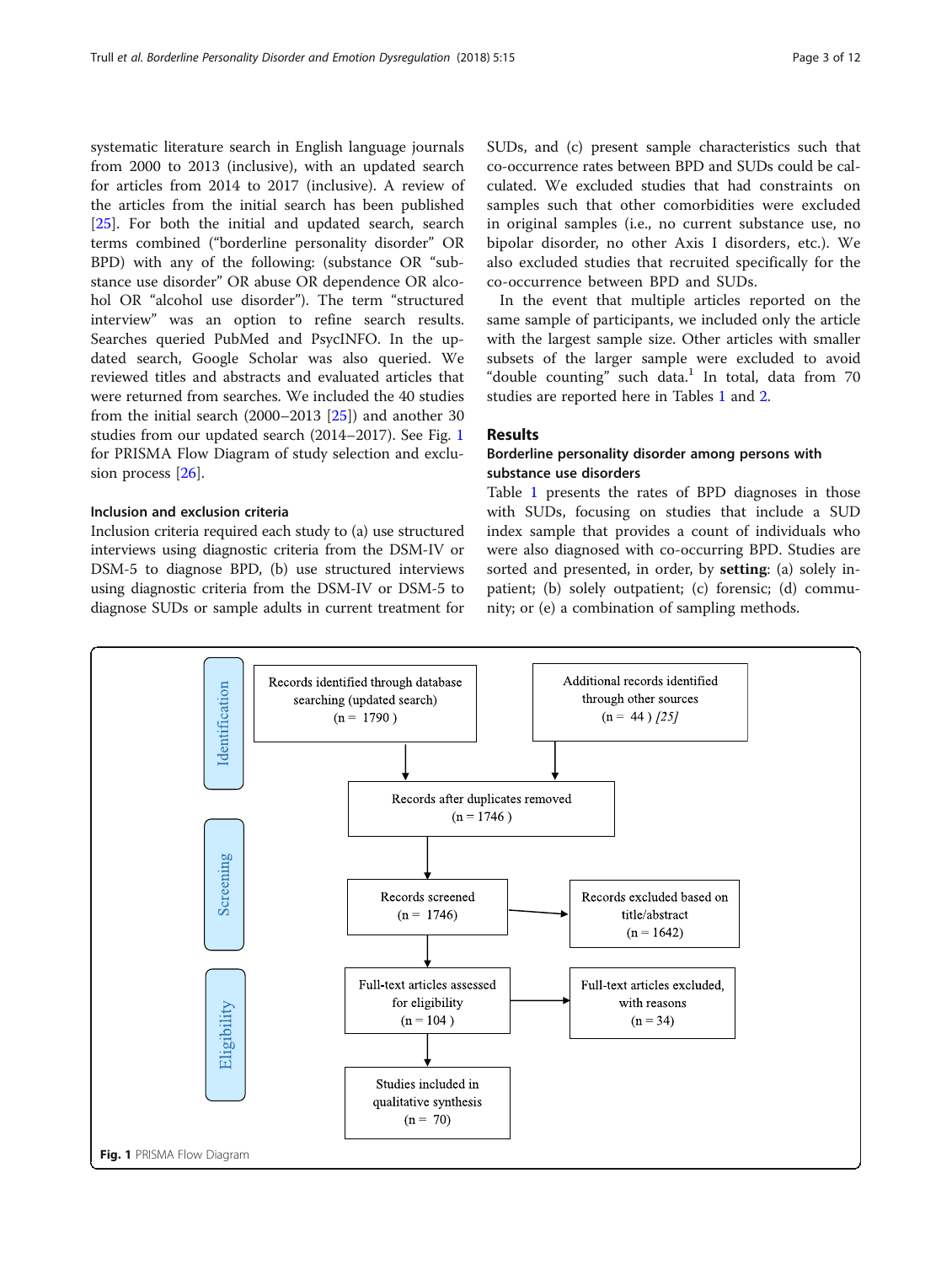systematic literature search in English language journals from 2000 to 2013 (inclusive), with an updated search for articles from 2014 to 2017 (inclusive). A review of the articles from the initial search has been published [25]. For both the initial and updated search, search terms combined ("borderline personality disorder" OR BPD) with any of the following: (substance OR "substance use disorder" OR abuse OR dependence OR alcohol OR "alcohol use disorder"). The term "structured interview" was an option to refine search results. Searches queried PubMed and PsycINFO. In the updated search, Google Scholar was also queried. We reviewed titles and abstracts and evaluated articles that were returned from searches. We included the 40 studies from the initial search (2000–2013 [25]) and another 30 studies from our updated search (2014–2017). See Fig. 1 for PRISMA Flow Diagram of study selection and exclusion process [26].

### Inclusion and exclusion criteria

Inclusion criteria required each study to (a) use structured interviews using diagnostic criteria from the DSM-IV or DSM-5 to diagnose BPD, (b) use structured interviews using diagnostic criteria from the DSM-IV or DSM-5 to diagnose SUDs or sample adults in current treatment for SUDs, and (c) present sample characteristics such that co-occurrence rates between BPD and SUDs could be calculated. We excluded studies that had constraints on samples such that other comorbidities were excluded in original samples (i.e., no current substance use, no bipolar disorder, no other Axis I disorders, etc.). We also excluded studies that recruited specifically for the co-occurrence between BPD and SUDs.

In the event that multiple articles reported on the same sample of participants, we included only the article with the largest sample size. Other articles with smaller subsets of the larger sample were excluded to avoid "double counting" such data.[1] In total, data from 70 studies are reported here in Tables 1 and 2.

## Results

### Borderline personality disorder among persons with substance use disorders

Table 1 presents the rates of BPD diagnoses in those with SUDs, focusing on studies that include a SUD index sample that provides a count of individuals who were also diagnosed with co-occurring BPD. Studies are sorted and presented, in order, by **setting**: (a) solely inpatient; (b) solely outpatient; (c) forensic; (d) community; or (e) a combination of sampling methods.

Identification:
- Records identified through database searching (updated search) (n = 1790)
- Additional records identified through other sources (n = 44) [25]

Records after duplicates removed (n = 1746)

Screening:
- Records screened (n = 1746)
- Records excluded based on title/abstract (n = 1642)

Eligibility:
- Full-text articles assessed for eligibility (n = 104)
- Full-text articles excluded, with reasons (n = 34)

Studies included in qualitative synthesis (n = 70)

**Fig. 1** PRISMA Flow Diagram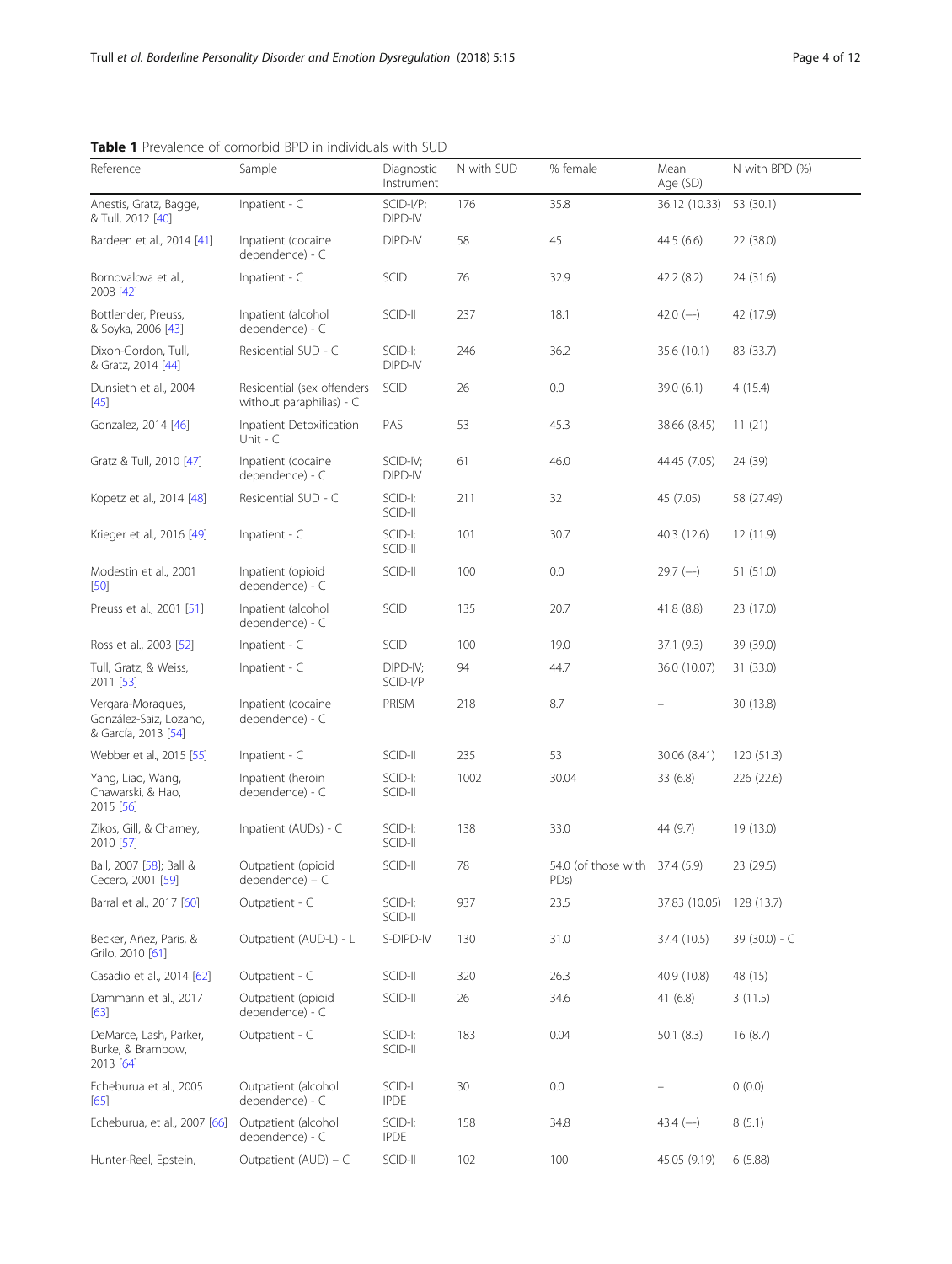**Table 1** Prevalence of comorbid BPD in individuals with SUD

| Reference | Sample | Diagnostic Instrument | N with SUD | % female | Mean Age (SD) | N with BPD (%) |
|---|---|---|---|---|---|---|
| Anestis, Gratz, Bagge, & Tull, 2012 [40] | Inpatient - C | SCID-I/P; DIPD-IV | 176 | 35.8 | 36.12 (10.33) | 53 (30.1) |
| Bardeen et al., 2014 [41] | Inpatient (cocaine dependence) - C | DIPD-IV | 58 | 45 | 44.5 (6.6) | 22 (38.0) |
| Bornovalova et al., 2008 [42] | Inpatient - C | SCID | 76 | 32.9 | 42.2 (8.2) | 24 (31.6) |
| Bottlender, Preuss, & Soyka, 2006 [43] | Inpatient (alcohol dependence) - C | SCID-II | 237 | 18.1 | 42.0 (—) | 42 (17.9) |
| Dixon-Gordon, Tull, & Gratz, 2014 [44] | Residential SUD - C | SCID-I; DIPD-IV | 246 | 36.2 | 35.6 (10.1) | 83 (33.7) |
| Dunsieth et al., 2004 [45] | Residential (sex offenders without paraphilias) - C | SCID | 26 | 0.0 | 39.0 (6.1) | 4 (15.4) |
| Gonzalez, 2014 [46] | Inpatient Detoxification Unit - C | PAS | 53 | 45.3 | 38.66 (8.45) | 11 (21) |
| Gratz & Tull, 2010 [47] | Inpatient (cocaine dependence) - C | SCID-IV; DIPD-IV | 61 | 46.0 | 44.45 (7.05) | 24 (39) |
| Kopetz et al., 2014 [48] | Residential SUD - C | SCID-I; SCID-II | 211 | 32 | 45 (7.05) | 58 (27.49) |
| Krieger et al., 2016 [49] | Inpatient - C | SCID-I; SCID-II | 101 | 30.7 | 40.3 (12.6) | 12 (11.9) |
| Modestin et al., 2001 [50] | Inpatient (opioid dependence) - C | SCID-II | 100 | 0.0 | 29.7 (—) | 51 (51.0) |
| Preuss et al., 2001 [51] | Inpatient (alcohol dependence) - C | SCID | 135 | 20.7 | 41.8 (8.8) | 23 (17.0) |
| Ross et al., 2003 [52] | Inpatient - C | SCID | 100 | 19.0 | 37.1 (9.3) | 39 (39.0) |
| Tull, Gratz, & Weiss, 2011 [53] | Inpatient - C | DIPD-IV; SCID-I/P | 94 | 44.7 | 36.0 (10.07) | 31 (33.0) |
| Vergara-Moragues, González-Saiz, Lozano, & García, 2013 [54] | Inpatient (cocaine dependence) - C | PRISM | 218 | 8.7 | – | 30 (13.8) |
| Webber et al., 2015 [55] | Inpatient - C | SCID-II | 235 | 53 | 30.06 (8.41) | 120 (51.3) |
| Yang, Liao, Wang, Chawarski, & Hao, 2015 [56] | Inpatient (heroin dependence) - C | SCID-I; SCID-II | 1002 | 30.04 | 33 (6.8) | 226 (22.6) |
| Zikos, Gill, & Charney, 2010 [57] | Inpatient (AUDs) - C | SCID-I; SCID-II | 138 | 33.0 | 44 (9.7) | 19 (13.0) |
| Ball, 2007 [58]; Ball & Cecero, 2001 [59] | Outpatient (opioid dependence) – C | SCID-II | 78 | 54.0 (of those with PDs) | 37.4 (5.9) | 23 (29.5) |
| Barral et al., 2017 [60] | Outpatient - C | SCID-I; SCID-II | 937 | 23.5 | 37.83 (10.05) | 128 (13.7) |
| Becker, Añez, Paris, & Grilo, 2010 [61] | Outpatient (AUD-L) - L | S-DIPD-IV | 130 | 31.0 | 37.4 (10.5) | 39 (30.0) - C |
| Casadio et al., 2014 [62] | Outpatient - C | SCID-II | 320 | 26.3 | 40.9 (10.8) | 48 (15) |
| Dammann et al., 2017 [63] | Outpatient (opioid dependence) - C | SCID-II | 26 | 34.6 | 41 (6.8) | 3 (11.5) |
| DeMarce, Lash, Parker, Burke, & Brambow, 2013 [64] | Outpatient - C | SCID-I; SCID-II | 183 | 0.04 | 50.1 (8.3) | 16 (8.7) |
| Echeburua et al., 2005 [65] | Outpatient (alcohol dependence) - C | SCID-I IPDE | 30 | 0.0 | – | 0 (0.0) |
| Echeburua, et al., 2007 [66] | Outpatient (alcohol dependence) - C | SCID-I; IPDE | 158 | 34.8 | 43.4 (—) | 8 (5.1) |
| Hunter-Reel, Epstein, | Outpatient (AUD) – C | SCID-II | 102 | 100 | 45.05 (9.19) | 6 (5.88) |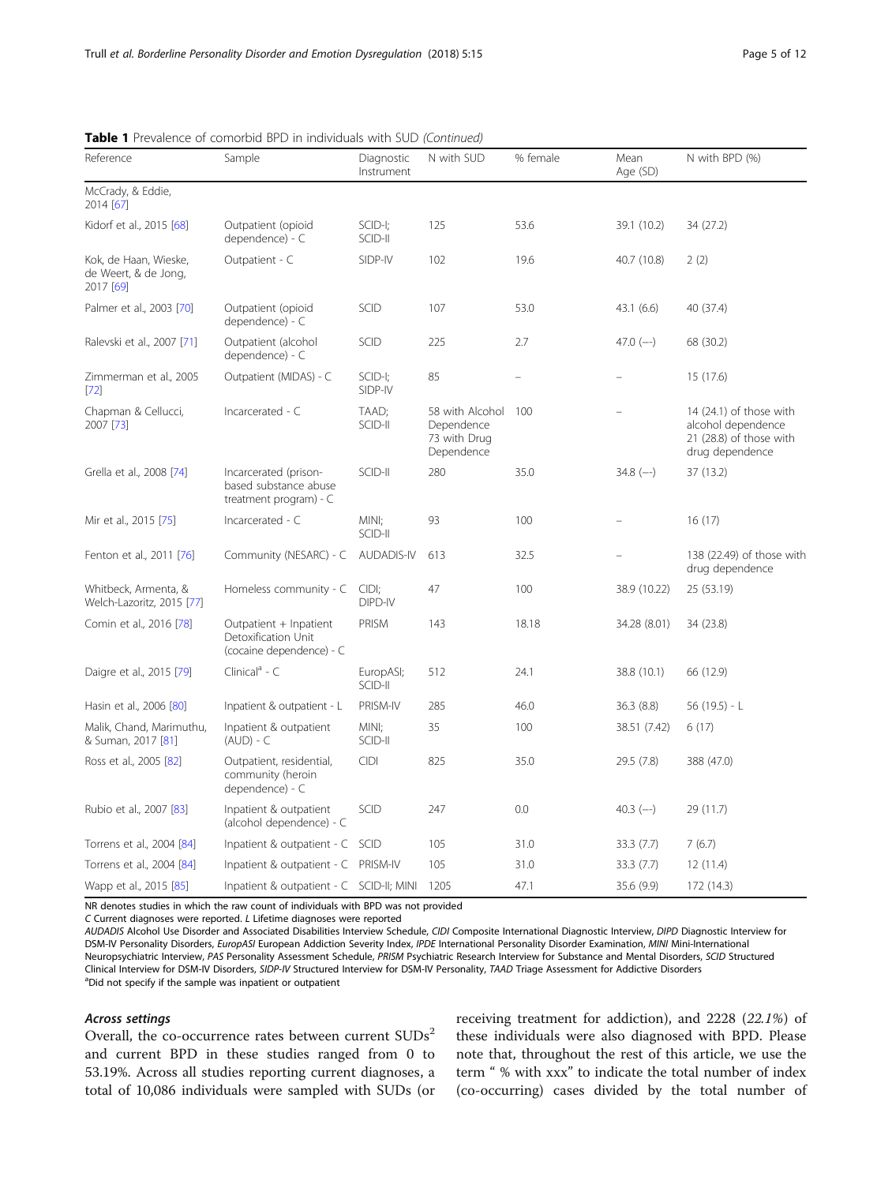**Table 1** Prevalence of comorbid BPD in individuals with SUD *(Continued)*

| Reference | Sample | Diagnostic Instrument | N with SUD | % female | Mean Age (SD) | N with BPD (%) |
|---|---|---|---|---|---|---|
| McCrady, & Eddie, 2014 [67] | | | | | | |
| Kidorf et al., 2015 [68] | Outpatient (opioid dependence) - C | SCID-I; SCID-II | 125 | 53.6 | 39.1 (10.2) | 34 (27.2) |
| Kok, de Haan, Wieske, de Weert, & de Jong, 2017 [69] | Outpatient - C | SIDP-IV | 102 | 19.6 | 40.7 (10.8) | 2 (2) |
| Palmer et al., 2003 [70] | Outpatient (opioid dependence) - C | SCID | 107 | 53.0 | 43.1 (6.6) | 40 (37.4) |
| Ralevski et al., 2007 [71] | Outpatient (alcohol dependence) - C | SCID | 225 | 2.7 | 47.0 (—) | 68 (30.2) |
| Zimmerman et al., 2005 [72] | Outpatient (MIDAS) - C | SCID-I; SIDP-IV | 85 | – | – | 15 (17.6) |
| Chapman & Cellucci, 2007 [73] | Incarcerated - C | TAAD; SCID-II | 58 with Alcohol Dependence 73 with Drug Dependence | 100 | – | 14 (24.1) of those with alcohol dependence 21 (28.8) of those with drug dependence |
| Grella et al., 2008 [74] | Incarcerated (prison-based substance abuse treatment program) - C | SCID-II | 280 | 35.0 | 34.8 (—) | 37 (13.2) |
| Mir et al., 2015 [75] | Incarcerated - C | MINI; SCID-II | 93 | 100 | – | 16 (17) |
| Fenton et al., 2011 [76] | Community (NESARC) - C | AUDADIS-IV | 613 | 32.5 | – | 138 (22.49) of those with drug dependence |
| Whitbeck, Armenta, & Welch-Lazoritz, 2015 [77] | Homeless community - C | CIDI; DIPD-IV | 47 | 100 | 38.9 (10.22) | 25 (53.19) |
| Comin et al., 2016 [78] | Outpatient + Inpatient Detoxification Unit (cocaine dependence) - C | PRISM | 143 | 18.18 | 34.28 (8.01) | 34 (23.8) |
| Daigre et al., 2015 [79] | Clinical[a] - C | EuropASI; SCID-II | 512 | 24.1 | 38.8 (10.1) | 66 (12.9) |
| Hasin et al., 2006 [80] | Inpatient & outpatient - L | PRISM-IV | 285 | 46.0 | 36.3 (8.8) | 56 (19.5) - L |
| Malik, Chand, Marimuthu, & Suman, 2017 [81] | Inpatient & outpatient (AUD) - C | MINI; SCID-II | 35 | 100 | 38.51 (7.42) | 6 (17) |
| Ross et al., 2005 [82] | Outpatient, residential, community (heroin dependence) - C | CIDI | 825 | 35.0 | 29.5 (7.8) | 388 (47.0) |
| Rubio et al., 2007 [83] | Inpatient & outpatient (alcohol dependence) - C | SCID | 247 | 0.0 | 40.3 (—) | 29 (11.7) |
| Torrens et al., 2004 [84] | Inpatient & outpatient - C | SCID | 105 | 31.0 | 33.3 (7.7) | 7 (6.7) |
| Torrens et al., 2004 [84] | Inpatient & outpatient - C | PRISM-IV | 105 | 31.0 | 33.3 (7.7) | 12 (11.4) |
| Wapp et al., 2015 [85] | Inpatient & outpatient - C | SCID-II; MINI | 1205 | 47.1 | 35.6 (9.9) | 172 (14.3) |

NR denotes studies in which the raw count of individuals with BPD was not provided
*C* Current diagnoses were reported. *L* Lifetime diagnoses were reported
*AUDADIS* Alcohol Use Disorder and Associated Disabilities Interview Schedule, *CIDI* Composite International Diagnostic Interview, *DIPD* Diagnostic Interview for DSM-IV Personality Disorders, *EuropASI* European Addiction Severity Index, *IPDE* International Personality Disorder Examination, *MINI* Mini-International Neuropsychiatric Interview, *PAS* Personality Assessment Schedule, *PRISM* Psychiatric Research Interview for Substance and Mental Disorders, *SCID* Structured Clinical Interview for DSM-IV Disorders, *SIDP-IV* Structured Interview for DSM-IV Personality, *TAAD* Triage Assessment for Addictive Disorders
[a]Did not specify if the sample was inpatient or outpatient

### *Across settings*

Overall, the co-occurrence rates between current SUDs[2] and current BPD in these studies ranged from 0 to 53.19%. Across all studies reporting current diagnoses, a total of 10,086 individuals were sampled with SUDs (or receiving treatment for addiction), and 2228 (*22.1%*) of these individuals were also diagnosed with BPD. Please note that, throughout the rest of this article, we use the term " % with xxx" to indicate the total number of index (co-occurring) cases divided by the total number of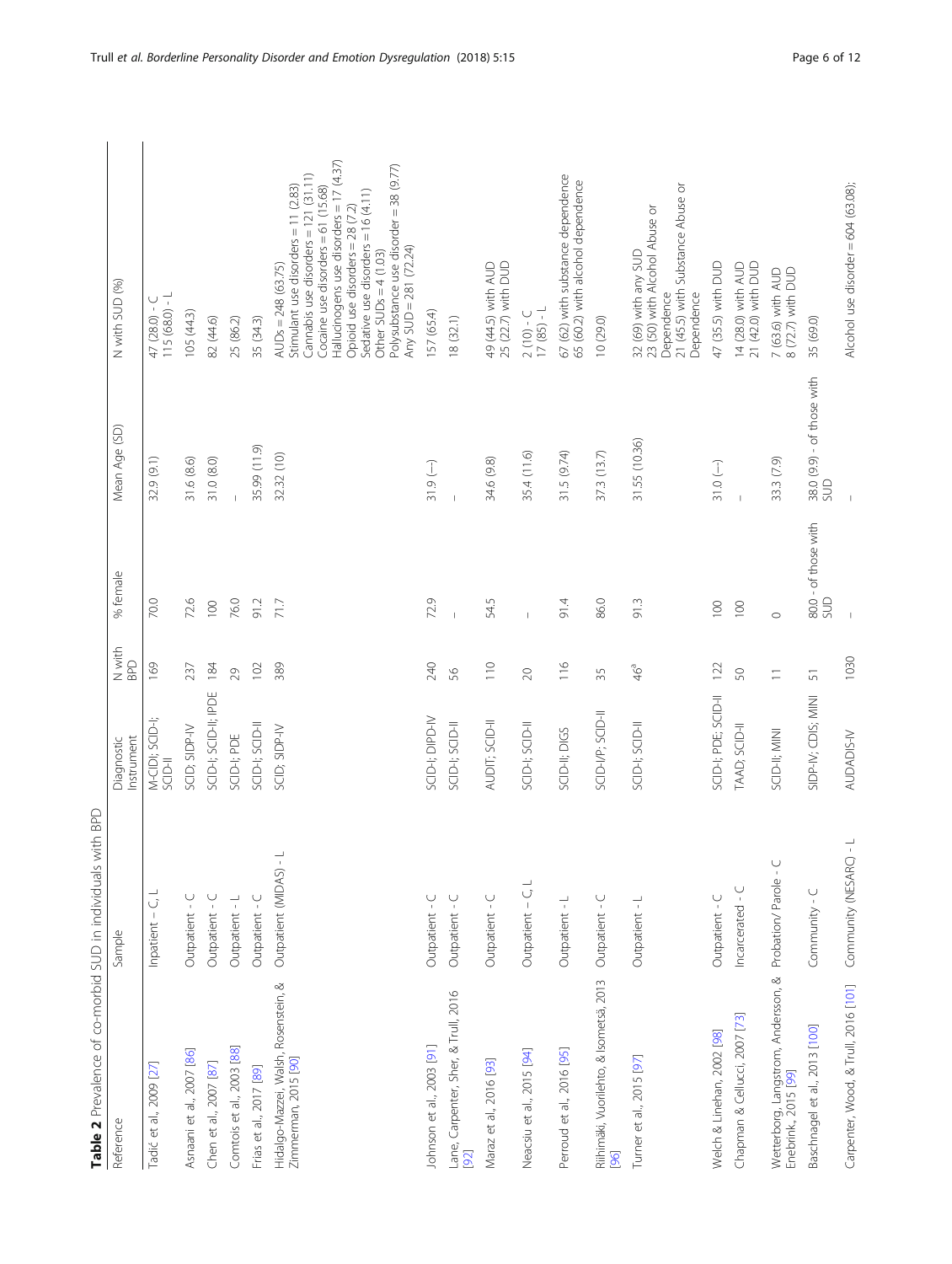**Table 2** Prevalence of co-morbid SUD in individuals with BPD

| Reference | Sample | Diagnostic Instrument | N with BPD | % female | Mean Age (SD) | N with SUD (%) |
|---|---|---|---|---|---|---|
| Tadić et al., 2009 [27] | Inpatient – C, L | M-CIDI; SCID-I; SCID-II | 169 | 70.0 | 32.9 (9.1) | 47 (28.0) - C<br>115 (68.0) - L |
| Asnaani et al., 2007 [86] | Outpatient - C | SCID; SIDP-IV | 237 | 72.6 | 31.6 (8.6) | 105 (44.3) |
| Chen et al., 2007 [87] | Outpatient - C | SCID-I; SCID-II; IPDE | 184 | 100 | 31.0 (8.0) | 82 (44.6) |
| Comtois et al., 2003 [88] | Outpatient - L | SCID-I; PDE | 29 | 76.0 | – | 25 (86.2) |
| Frías et al., 2017 [89] | Outpatient - C | SCID-I; SCID-II | 102 | 91.2 | 35.99 (11.9) | 35 (34.3) |
| Hidalgo-Mazzei, Walsh, Rosenstein, & Zimmerman, 2015 [90] | Outpatient (MIDAS) - L | SCID; SIDP-IV | 389 | 71.7 | 32.32 (10) | AUDs = 248 (63.75)<br>Stimulant use disorders = 11 (2.83)<br>Cannabis use disorders = 121 (31.11)<br>Cocaine use disorders = 61 (15.68)<br>Hallucinogens use disorders = 17 (4.37)<br>Opioid use disorders = 28 (7.2)<br>Sedative use disorders = 16 (4.11)<br>Other SUDs = 4 (1.03)<br>Polysubstance use disorder = 38 (9.77)<br>Any SUD = 281 (72.24) |
| Johnson et al., 2003 [91] | Outpatient - C | SCID-I; DIPD-IV | 240 | 72.9 | 31.9 (–) | 157 (65.4) |
| Lane, Carpenter, Sher, & Trull, 2016 [92] | Outpatient - C | SCID-I; SCID-II | 56 | – | – | 18 (32.1) |
| Maraz et al., 2016 [93] | Outpatient - C | AUDIT; SCID-II | 110 | 54.5 | 34.6 (9.8) | 49 (44.5) with AUD<br>25 (22.7) with DUD |
| Neacsiu et al., 2015 [94] | Outpatient – C, L | SCID-I; SCID-II | 20 | – | 35.4 (11.6) | 2 (10) - C<br>17 (85) - L |
| Perroud et al., 2016 [95] | Outpatient - L | SCID-II; DIGS | 116 | 91.4 | 31.5 (9.74) | 67 (62) with substance dependence<br>65 (60.2) with alcohol dependence |
| Riihimäki, Vuorilehto, & Isometsä, 2013 [96] | Outpatient - C | SCID-I/P; SCID-II | 35 | 86.0 | 37.3 (13.7) | 10 (29.0) |
| Turner et al., 2015 [97] | Outpatient - L | SCID-I; SCID-II | 46[a] | 91.3 | 31.55 (10.36) | 32 (69) with any SUD<br>23 (50) with Alcohol Abuse or Dependence<br>21 (45.5) with Substance Abuse or Dependence |
| Welch & Linehan, 2002 [98] | Outpatient - C | SCID-I; PDE; SCID-II | 122 | 100 | 31.0 (–) | 47 (35.5) with DUD |
| Chapman & Cellucci, 2007 [73] | Incarcerated - C | TAAD; SCID-II | 50 | 100 | – | 14 (28.0) with AUD<br>21 (42.0) with DUD |
| Wetterborg, Langstrom, Andersson, & Enebrink., 2015 [99] | Probation/ Parole - C | SCID-II; MINI | 11 | 0 | 33.3 (7.9) | 7 (63.6) with AUD<br>8 (72.7) with DUD |
| Baschnagel et al., 2013 [100] | Community - C | SIDP-IV; CDIS; MINI | 51 | 80.0 - of those with SUD | 38.0 (9.9) - of those with SUD | 35 (69.0) |
| Carpenter, Wood, & Trull, 2016 [101] | Community (NESARC) - L | AUDADIS-IV | 1030 | – | – | Alcohol use disorder = 604 (63.08); |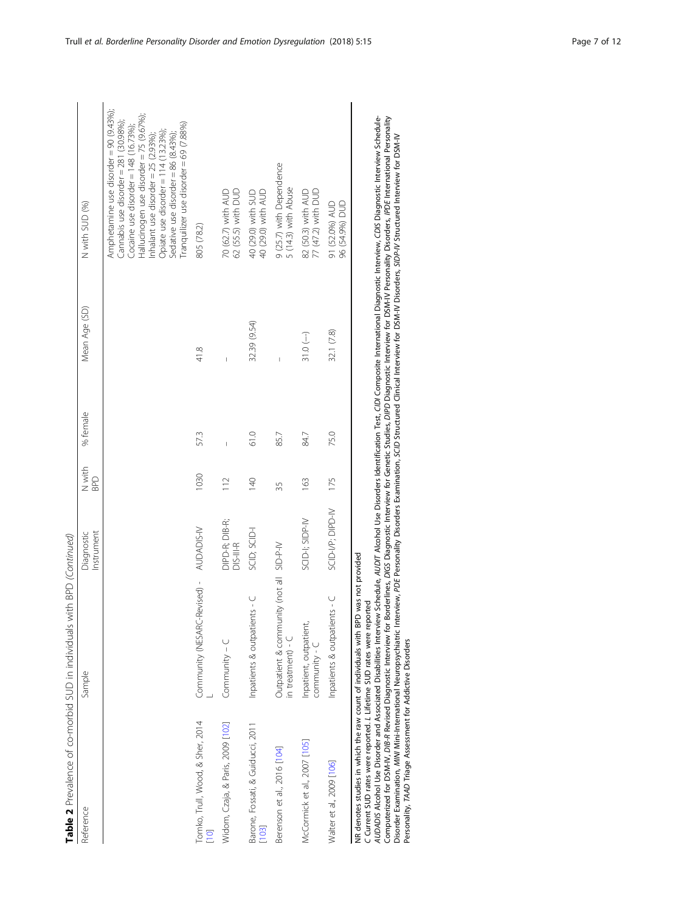**Table 2** Prevalence of co-morbid SUD in individuals with BPD *(Continued)*

| Reference | Sample | Diagnostic Instrument | N with BPD | % female | Mean Age (SD) | N with SUD (%) |
|---|---|---|---|---|---|---|
| | | | | | | Amphetamine use disorder = 90 (9.43%); Cannabis use disorder = 281 (30.98%); Cocaine use disorder = 148 (16.73%); Hallucinogen use disorder = 75 (9.67%); Inhalant use disorder = 25 (2.93%); Opiate use disorder = 114 (13.23%); Sedative use disorder = 86 (8.43%); Tranquilizer use disorder = 69 (7.88%) |
| Tomko, Trull, Wood, & Sher, 2014 [10] | Community (NESARC-Revised) - L | AUDADIS-IV | 1030 | 57.3 | 41.8 | 805 (78.2) |
| Widom, Czaja, & Paris, 2009 [102] | Community – C | DIPD-R; DIB-R; DIS-III-R | 112 | – | – | 70 (62.7) with AUD<br>62 (55.5) with DUD |
| Barone, Fossati, & Guiducci, 2011 [103] | Inpatients & outpatients - C | SCID; SCID-I | 140 | 61.0 | 32.39 (9.54) | 40 (29.0) with SUD<br>40 (29.0) with AUD |
| Berenson et al., 2016 [104] | Outpatient & community (not all in treatment) - C | SID-P-IV | 35 | 85.7 | – | 9 (25.7) with Dependence<br>5 (14.3) with Abuse |
| McCormick et al., 2007 [105] | Inpatient, outpatient, community - C | SCID-I; SIDP-IV | 163 | 84.7 | 31.0 (—) | 82 (50.3) with AUD<br>77 (47.2) with DUD |
| Walter et al., 2009 [106] | Inpatients & outpatients - C | SCID-I/P; DIPD-IV | 175 | 75.0 | 32.1 (7.8) | 91 (52.0%) AUD<br>96 (54.9%) DUD |

NR denotes studies in which the raw count of individuals with BPD was not provided
C Current SUD rates were reported. L Lifetime SUD rates were reported
*AUDADIS* Alcohol Use Disorder and Associated Disabilities Interview Schedule, *AUDIT* Alcohol Use Disorders Identification Test, *CIDI* Composite International Diagnostic Interview, *CDIS* Diagnostic Interview Schedule-Computerized for DSM-IV, *DIB-R* Revised Diagnostic Interview for Borderlines, *DIGS* Diagnostic Interview for Genetic Studies, *DIPD* Diagnostic Interview for DSM-IV Personality Disorders, *IPDE* International Personality Disorder Examination, *MINI* Mini-International Neuropsychiatric Interview, *PDE* Personality Disorders Examination, *SCID* Structured Clinical Interview for DSM-IV Disorders, *SIDP-IV* Structured Interview for DSM-IV Personality, *TAAD* Triage Assessment for Addictive Disorders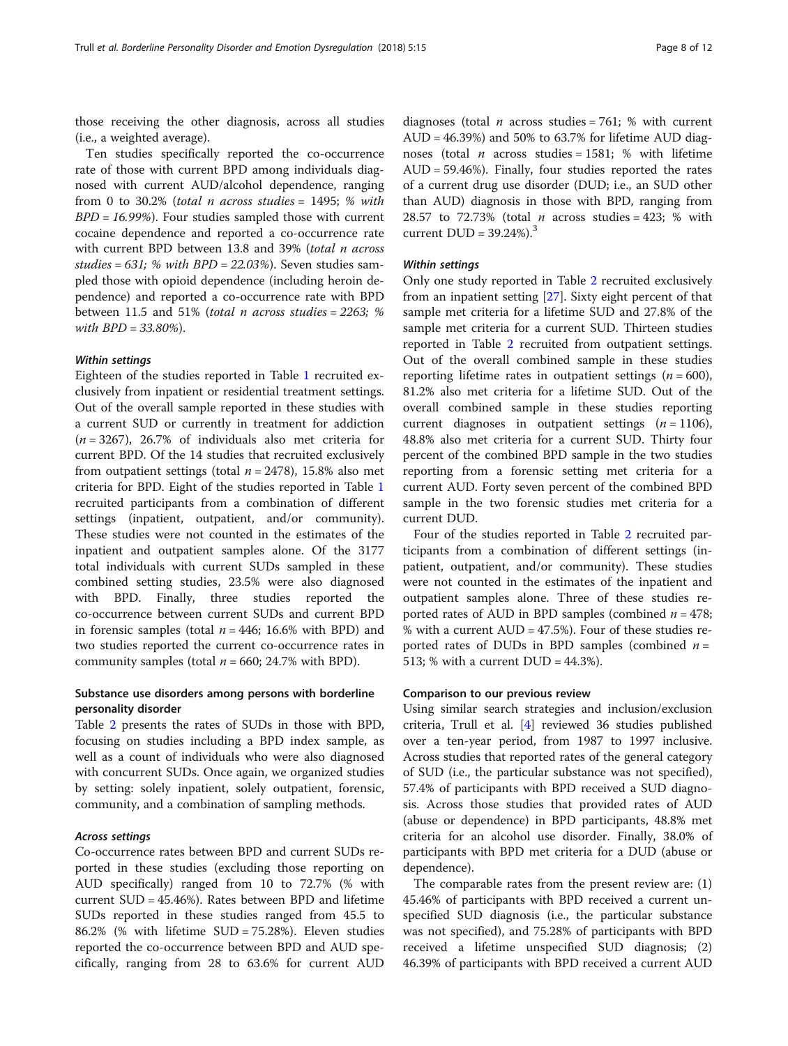those receiving the other diagnosis, across all studies (i.e., a weighted average).

Ten studies specifically reported the co-occurrence rate of those with current BPD among individuals diagnosed with current AUD/alcohol dependence, ranging from 0 to 30.2% (*total n across studies* = 1495; *% with BPD = 16.99%*). Four studies sampled those with current cocaine dependence and reported a co-occurrence rate with current BPD between 13.8 and 39% (*total n across studies = 631; % with BPD = 22.03%*). Seven studies sampled those with opioid dependence (including heroin dependence) and reported a co-occurrence rate with BPD between 11.5 and 51% (*total n across studies = 2263; % with BPD = 33.80%*).

#### Within settings

Eighteen of the studies reported in Table 1 recruited exclusively from inpatient or residential treatment settings. Out of the overall sample reported in these studies with a current SUD or currently in treatment for addiction ($n = 3267$), 26.7% of individuals also met criteria for current BPD. Of the 14 studies that recruited exclusively from outpatient settings (total $n = 2478$), 15.8% also met criteria for BPD. Eight of the studies reported in Table 1 recruited participants from a combination of different settings (inpatient, outpatient, and/or community). These studies were not counted in the estimates of the inpatient and outpatient samples alone. Of the 3177 total individuals with current SUDs sampled in these combined setting studies, 23.5% were also diagnosed with BPD. Finally, three studies reported the co-occurrence between current SUDs and current BPD in forensic samples (total $n = 446$; 16.6% with BPD) and two studies reported the current co-occurrence rates in community samples (total $n = 660$; 24.7% with BPD).

### Substance use disorders among persons with borderline personality disorder

Table 2 presents the rates of SUDs in those with BPD, focusing on studies including a BPD index sample, as well as a count of individuals who were also diagnosed with concurrent SUDs. Once again, we organized studies by setting: solely inpatient, solely outpatient, forensic, community, and a combination of sampling methods.

#### Across settings

Co-occurrence rates between BPD and current SUDs reported in these studies (excluding those reporting on AUD specifically) ranged from 10 to 72.7% (% with current SUD = 45.46%). Rates between BPD and lifetime SUDs reported in these studies ranged from 45.5 to 86.2% (% with lifetime SUD = 75.28%). Eleven studies reported the co-occurrence between BPD and AUD specifically, ranging from 28 to 63.6% for current AUD diagnoses (total $n$ across studies = 761; % with current AUD = 46.39%) and 50% to 63.7% for lifetime AUD diagnoses (total $n$ across studies = 1581; % with lifetime AUD = 59.46%). Finally, four studies reported the rates of a current drug use disorder (DUD; i.e., an SUD other than AUD) diagnosis in those with BPD, ranging from 28.57 to 72.73% (total $n$ across studies = 423; % with current DUD = 39.24%).[3]

#### Within settings

Only one study reported in Table 2 recruited exclusively from an inpatient setting [27]. Sixty eight percent of that sample met criteria for a lifetime SUD and 27.8% of the sample met criteria for a current SUD. Thirteen studies reported in Table 2 recruited from outpatient settings. Out of the overall combined sample in these studies reporting lifetime rates in outpatient settings ($n = 600$), 81.2% also met criteria for a lifetime SUD. Out of the overall combined sample in these studies reporting current diagnoses in outpatient settings ($n = 1106$), 48.8% also met criteria for a current SUD. Thirty four percent of the combined BPD sample in the two studies reporting from a forensic setting met criteria for a current AUD. Forty seven percent of the combined BPD sample in the two forensic studies met criteria for a current DUD.

Four of the studies reported in Table 2 recruited participants from a combination of different settings (inpatient, outpatient, and/or community). These studies were not counted in the estimates of the inpatient and outpatient samples alone. Three of these studies reported rates of AUD in BPD samples (combined $n = 478$; % with a current AUD = 47.5%). Four of these studies reported rates of DUDs in BPD samples (combined $n = 513$; % with a current DUD = 44.3%).

### Comparison to our previous review

Using similar search strategies and inclusion/exclusion criteria, Trull et al. [4] reviewed 36 studies published over a ten-year period, from 1987 to 1997 inclusive. Across studies that reported rates of the general category of SUD (i.e., the particular substance was not specified), 57.4% of participants with BPD received a SUD diagnosis. Across those studies that provided rates of AUD (abuse or dependence) in BPD participants, 48.8% met criteria for an alcohol use disorder. Finally, 38.0% of participants with BPD met criteria for a DUD (abuse or dependence).

The comparable rates from the present review are: (1) 45.46% of participants with BPD received a current unspecified SUD diagnosis (i.e., the particular substance was not specified), and 75.28% of participants with BPD received a lifetime unspecified SUD diagnosis; (2) 46.39% of participants with BPD received a current AUD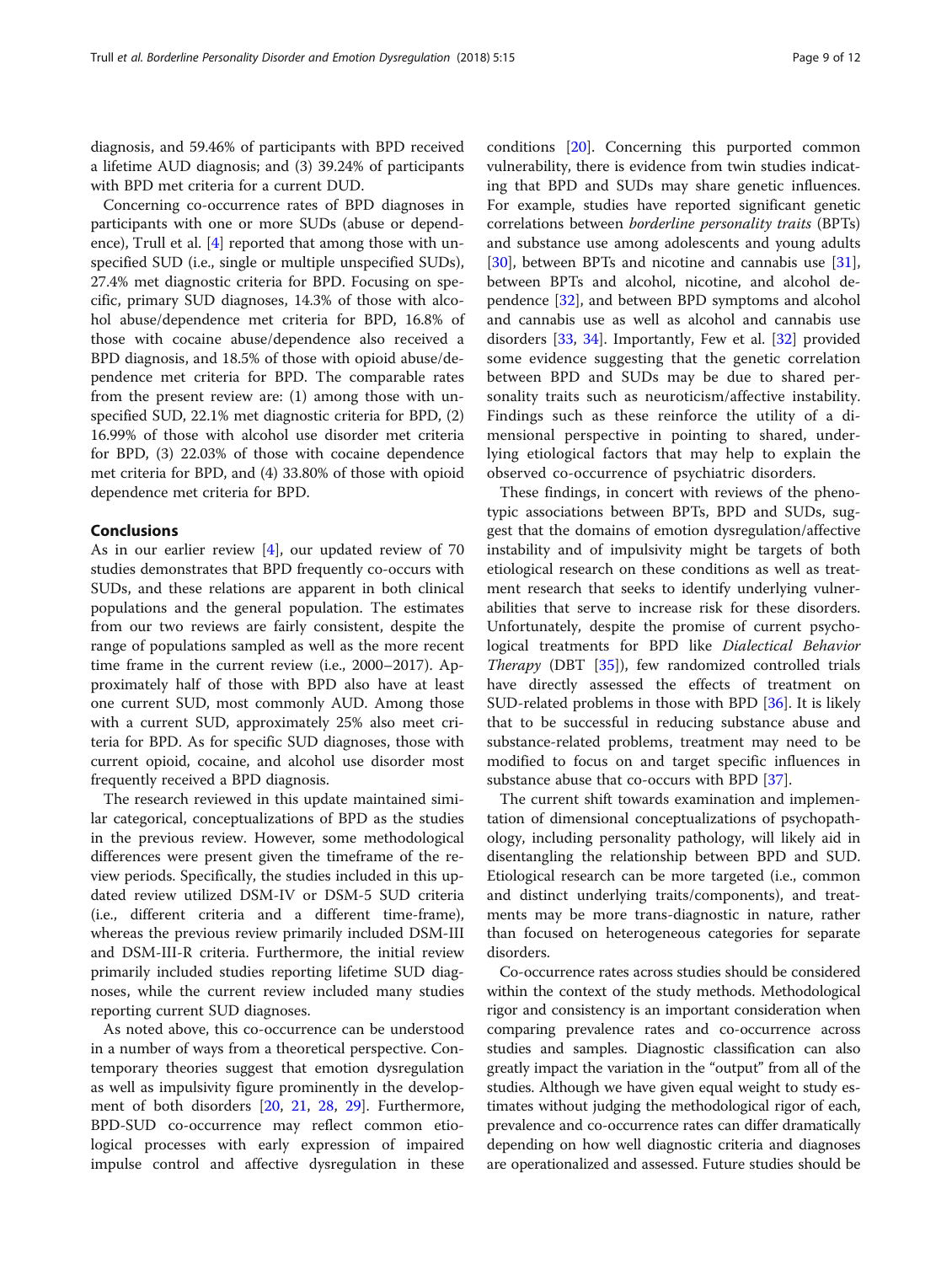diagnosis, and 59.46% of participants with BPD received a lifetime AUD diagnosis; and (3) 39.24% of participants with BPD met criteria for a current DUD.

Concerning co-occurrence rates of BPD diagnoses in participants with one or more SUDs (abuse or dependence), Trull et al. [4] reported that among those with unspecified SUD (i.e., single or multiple unspecified SUDs), 27.4% met diagnostic criteria for BPD. Focusing on specific, primary SUD diagnoses, 14.3% of those with alcohol abuse/dependence met criteria for BPD, 16.8% of those with cocaine abuse/dependence also received a BPD diagnosis, and 18.5% of those with opioid abuse/dependence met criteria for BPD. The comparable rates from the present review are: (1) among those with unspecified SUD, 22.1% met diagnostic criteria for BPD, (2) 16.99% of those with alcohol use disorder met criteria for BPD, (3) 22.03% of those with cocaine dependence met criteria for BPD, and (4) 33.80% of those with opioid dependence met criteria for BPD.

## Conclusions

As in our earlier review [4], our updated review of 70 studies demonstrates that BPD frequently co-occurs with SUDs, and these relations are apparent in both clinical populations and the general population. The estimates from our two reviews are fairly consistent, despite the range of populations sampled as well as the more recent time frame in the current review (i.e., 2000–2017). Approximately half of those with BPD also have at least one current SUD, most commonly AUD. Among those with a current SUD, approximately 25% also meet criteria for BPD. As for specific SUD diagnoses, those with current opioid, cocaine, and alcohol use disorder most frequently received a BPD diagnosis.

The research reviewed in this update maintained similar categorical, conceptualizations of BPD as the studies in the previous review. However, some methodological differences were present given the timeframe of the review periods. Specifically, the studies included in this updated review utilized DSM-IV or DSM-5 SUD criteria (i.e., different criteria and a different time-frame), whereas the previous review primarily included DSM-III and DSM-III-R criteria. Furthermore, the initial review primarily included studies reporting lifetime SUD diagnoses, while the current review included many studies reporting current SUD diagnoses.

As noted above, this co-occurrence can be understood in a number of ways from a theoretical perspective. Contemporary theories suggest that emotion dysregulation as well as impulsivity figure prominently in the development of both disorders [20, 21, 28, 29]. Furthermore, BPD-SUD co-occurrence may reflect common etiological processes with early expression of impaired impulse control and affective dysregulation in these conditions [20]. Concerning this purported common vulnerability, there is evidence from twin studies indicating that BPD and SUDs may share genetic influences. For example, studies have reported significant genetic correlations between *borderline personality traits* (BPTs) and substance use among adolescents and young adults [30], between BPTs and nicotine and cannabis use [31], between BPTs and alcohol, nicotine, and alcohol dependence [32], and between BPD symptoms and alcohol and cannabis use as well as alcohol and cannabis use disorders [33, 34]. Importantly, Few et al. [32] provided some evidence suggesting that the genetic correlation between BPD and SUDs may be due to shared personality traits such as neuroticism/affective instability. Findings such as these reinforce the utility of a dimensional perspective in pointing to shared, underlying etiological factors that may help to explain the observed co-occurrence of psychiatric disorders.

These findings, in concert with reviews of the phenotypic associations between BPTs, BPD and SUDs, suggest that the domains of emotion dysregulation/affective instability and of impulsivity might be targets of both etiological research on these conditions as well as treatment research that seeks to identify underlying vulnerabilities that serve to increase risk for these disorders. Unfortunately, despite the promise of current psychological treatments for BPD like *Dialectical Behavior Therapy* (DBT [35]), few randomized controlled trials have directly assessed the effects of treatment on SUD-related problems in those with BPD [36]. It is likely that to be successful in reducing substance abuse and substance-related problems, treatment may need to be modified to focus on and target specific influences in substance abuse that co-occurs with BPD [37].

The current shift towards examination and implementation of dimensional conceptualizations of psychopathology, including personality pathology, will likely aid in disentangling the relationship between BPD and SUD. Etiological research can be more targeted (i.e., common and distinct underlying traits/components), and treatments may be more trans-diagnostic in nature, rather than focused on heterogeneous categories for separate disorders.

Co-occurrence rates across studies should be considered within the context of the study methods. Methodological rigor and consistency is an important consideration when comparing prevalence rates and co-occurrence across studies and samples. Diagnostic classification can also greatly impact the variation in the "output" from all of the studies. Although we have given equal weight to study estimates without judging the methodological rigor of each, prevalence and co-occurrence rates can differ dramatically depending on how well diagnostic criteria and diagnoses are operationalized and assessed. Future studies should be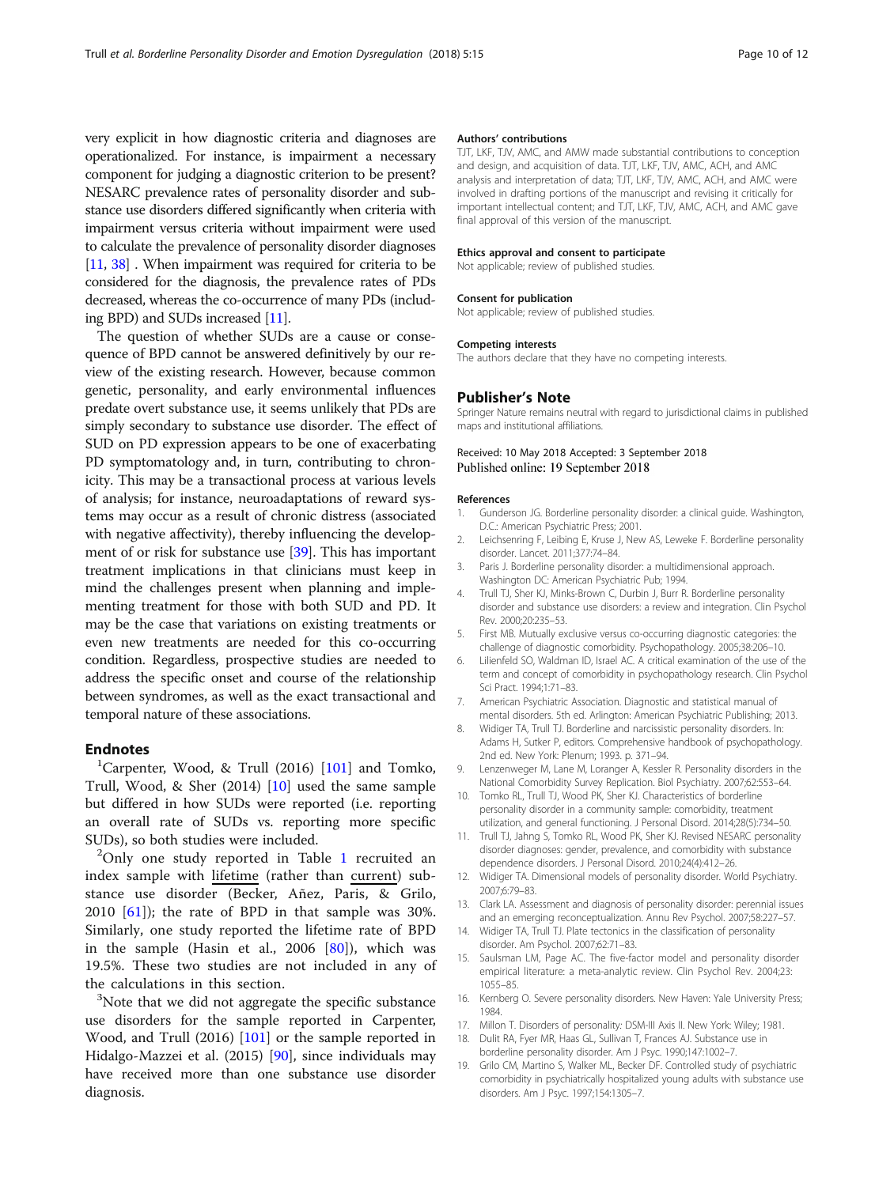very explicit in how diagnostic criteria and diagnoses are operationalized. For instance, is impairment a necessary component for judging a diagnostic criterion to be present? NESARC prevalence rates of personality disorder and substance use disorders differed significantly when criteria with impairment versus criteria without impairment were used to calculate the prevalence of personality disorder diagnoses [11, 38] . When impairment was required for criteria to be considered for the diagnosis, the prevalence rates of PDs decreased, whereas the co-occurrence of many PDs (including BPD) and SUDs increased [11].

The question of whether SUDs are a cause or consequence of BPD cannot be answered definitively by our review of the existing research. However, because common genetic, personality, and early environmental influences predate overt substance use, it seems unlikely that PDs are simply secondary to substance use disorder. The effect of SUD on PD expression appears to be one of exacerbating PD symptomatology and, in turn, contributing to chronicity. This may be a transactional process at various levels of analysis; for instance, neuroadaptations of reward systems may occur as a result of chronic distress (associated with negative affectivity), thereby influencing the development of or risk for substance use [39]. This has important treatment implications in that clinicians must keep in mind the challenges present when planning and implementing treatment for those with both SUD and PD. It may be the case that variations on existing treatments or even new treatments are needed for this co-occurring condition. Regardless, prospective studies are needed to address the specific onset and course of the relationship between syndromes, as well as the exact transactional and temporal nature of these associations.

## Endnotes

[1]Carpenter, Wood, & Trull (2016) [101] and Tomko, Trull, Wood, & Sher (2014) [10] used the same sample but differed in how SUDs were reported (i.e. reporting an overall rate of SUDs vs. reporting more specific SUDs), so both studies were included.

[2]Only one study reported in Table 1 recruited an index sample with lifetime (rather than current) substance use disorder (Becker, Añez, Paris, & Grilo, 2010 [61]); the rate of BPD in that sample was 30%. Similarly, one study reported the lifetime rate of BPD in the sample (Hasin et al., 2006 [80]), which was 19.5%. These two studies are not included in any of the calculations in this section.

[3]Note that we did not aggregate the specific substance use disorders for the sample reported in Carpenter, Wood, and Trull (2016) [101] or the sample reported in Hidalgo-Mazzei et al. (2015) [90], since individuals may have received more than one substance use disorder diagnosis.

#### Authors' contributions

TJT, LKF, TJV, AMC, and AMW made substantial contributions to conception and design, and acquisition of data. TJT, LKF, TJV, AMC, ACH, and AMC analysis and interpretation of data; TJT, LKF, TJV, AMC, ACH, and AMC were involved in drafting portions of the manuscript and revising it critically for important intellectual content; and TJT, LKF, TJV, AMC, ACH, and AMC gave final approval of this version of the manuscript.

#### Ethics approval and consent to participate

Not applicable; review of published studies.

#### Consent for publication

Not applicable; review of published studies.

#### Competing interests

The authors declare that they have no competing interests.

## Publisher's Note

Springer Nature remains neutral with regard to jurisdictional claims in published maps and institutional affiliations.

Received: 10 May 2018 Accepted: 3 September 2018
Published online: 19 September 2018

#### References

1. Gunderson JG. Borderline personality disorder: a clinical guide. Washington, D.C.: American Psychiatric Press; 2001.
2. Leichsenring F, Leibing E, Kruse J, New AS, Leweke F. Borderline personality disorder. Lancet. 2011;377:74–84.
3. Paris J. Borderline personality disorder: a multidimensional approach. Washington DC: American Psychiatric Pub; 1994.
4. Trull TJ, Sher KJ, Minks-Brown C, Durbin J, Burr R. Borderline personality disorder and substance use disorders: a review and integration. Clin Psychol Rev. 2000;20:235–53.
5. First MB. Mutually exclusive versus co-occurring diagnostic categories: the challenge of diagnostic comorbidity. Psychopathology. 2005;38:206–10.
6. Lilienfeld SO, Waldman ID, Israel AC. A critical examination of the use of the term and concept of comorbidity in psychopathology research. Clin Psychol Sci Pract. 1994;1:71–83.
7. American Psychiatric Association. Diagnostic and statistical manual of mental disorders. 5th ed. Arlington: American Psychiatric Publishing; 2013.
8. Widiger TA, Trull TJ. Borderline and narcissistic personality disorders. In: Adams H, Sutker P, editors. Comprehensive handbook of psychopathology. 2nd ed. New York: Plenum; 1993. p. 371–94.
9. Lenzenweger M, Lane M, Loranger A, Kessler R. Personality disorders in the National Comorbidity Survey Replication. Biol Psychiatry. 2007;62:553–64.
10. Tomko RL, Trull TJ, Wood PK, Sher KJ. Characteristics of borderline personality disorder in a community sample: comorbidity, treatment utilization, and general functioning. J Personal Disord. 2014;28(5):734–50.
11. Trull TJ, Jahng S, Tomko RL, Wood PK, Sher KJ. Revised NESARC personality disorder diagnoses: gender, prevalence, and comorbidity with substance dependence disorders. J Personal Disord. 2010;24(4):412–26.
12. Widiger TA. Dimensional models of personality disorder. World Psychiatry. 2007;6:79–83.
13. Clark LA. Assessment and diagnosis of personality disorder: perennial issues and an emerging reconceptualization. Annu Rev Psychol. 2007;58:227–57.
14. Widiger TA, Trull TJ. Plate tectonics in the classification of personality disorder. Am Psychol. 2007;62:71–83.
15. Saulsman LM, Page AC. The five-factor model and personality disorder empirical literature: a meta-analytic review. Clin Psychol Rev. 2004;23:1055–85.
16. Kernberg O. Severe personality disorders. New Haven: Yale University Press; 1984.
17. Millon T. Disorders of personality: DSM-III Axis II. New York: Wiley; 1981.
18. Dulit RA, Fyer MR, Haas GL, Sullivan T, Frances AJ. Substance use in borderline personality disorder. Am J Psyc. 1990;147:1002–7.
19. Grilo CM, Martino S, Walker ML, Becker DF. Controlled study of psychiatric comorbidity in psychiatrically hospitalized young adults with substance use disorders. Am J Psyc. 1997;154:1305–7.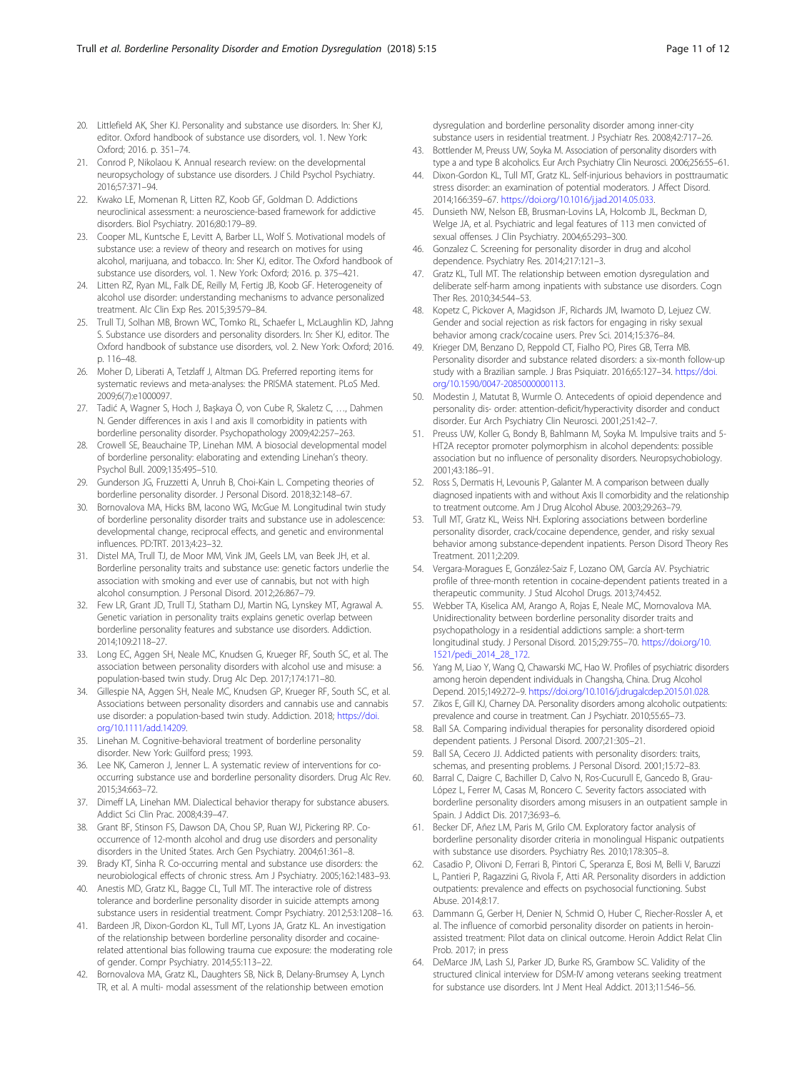20. Littlefield AK, Sher KJ. Personality and substance use disorders. In: Sher KJ, editor. Oxford handbook of substance use disorders, vol. 1. New York: Oxford; 2016. p. 351–74.
21. Conrod P, Nikolaou K. Annual research review: on the developmental neuropsychology of substance use disorders. J Child Psychol Psychiatry. 2016;57:371–94.
22. Kwako LE, Momenan R, Litten RZ, Koob GF, Goldman D. Addictions neuroclinical assessment: a neuroscience-based framework for addictive disorders. Biol Psychiatry. 2016;80:179–89.
23. Cooper ML, Kuntsche E, Levitt A, Barber LL, Wolf S. Motivational models of substance use: a review of theory and research on motives for using alcohol, marijuana, and tobacco. In: Sher KJ, editor. The Oxford handbook of substance use disorders, vol. 1. New York: Oxford; 2016. p. 375–421.
24. Litten RZ, Ryan ML, Falk DE, Reilly M, Fertig JB, Koob GF. Heterogeneity of alcohol use disorder: understanding mechanisms to advance personalized treatment. Alc Clin Exp Res. 2015;39:579–84.
25. Trull TJ, Solhan MB, Brown WC, Tomko RL, Schaefer L, McLaughlin KD, Jahng S. Substance use disorders and personality disorders. In: Sher KJ, editor. The Oxford handbook of substance use disorders, vol. 2. New York: Oxford; 2016. p. 116–48.
26. Moher D, Liberati A, Tetzlaff J, Altman DG. Preferred reporting items for systematic reviews and meta-analyses: the PRISMA statement. PLoS Med. 2009;6(7):e1000097.
27. Tadić A, Wagner S, Hoch J, Başkaya Ö, von Cube R, Skaletz C, …, Dahmen N. Gender differences in axis I and axis II comorbidity in patients with borderline personality disorder. Psychopathology 2009;42:257–263.
28. Crowell SE, Beauchaine TP, Linehan MM. A biosocial developmental model of borderline personality: elaborating and extending Linehan's theory. Psychol Bull. 2009;135:495–510.
29. Gunderson JG, Fruzzetti A, Unruh B, Choi-Kain L. Competing theories of borderline personality disorder. J Personal Disord. 2018;32:148–67.
30. Bornovalova MA, Hicks BM, Iacono WG, McGue M. Longitudinal twin study of borderline personality disorder traits and substance use in adolescence: developmental change, reciprocal effects, and genetic and environmental influences. PD:TRT. 2013;4:23–32.
31. Distel MA, Trull TJ, de Moor MM, Vink JM, Geels LM, van Beek JH, et al. Borderline personality traits and substance use: genetic factors underlie the association with smoking and ever use of cannabis, but not with high alcohol consumption. J Personal Disord. 2012;26:867–79.
32. Few LR, Grant JD, Trull TJ, Statham DJ, Martin NG, Lynskey MT, Agrawal A. Genetic variation in personality traits explains genetic overlap between borderline personality features and substance use disorders. Addiction. 2014;109:2118–27.
33. Long EC, Aggen SH, Neale MC, Knudsen G, Krueger RF, South SC, et al. The association between personality disorders with alcohol use and misuse: a population-based twin study. Drug Alc Dep. 2017;174:171–80.
34. Gillespie NA, Aggen SH, Neale MC, Knudsen GP, Krueger RF, South SC, et al. Associations between personality disorders and cannabis use and cannabis use disorder: a population-based twin study. Addiction. 2018; https://doi.org/10.1111/add.14209.
35. Linehan M. Cognitive-behavioral treatment of borderline personality disorder. New York: Guilford press; 1993.
36. Lee NK, Cameron J, Jenner L. A systematic review of interventions for co-occurring substance use and borderline personality disorders. Drug Alc Rev. 2015;34:663–72.
37. Dimeff LA, Linehan MM. Dialectical behavior therapy for substance abusers. Addict Sci Clin Prac. 2008;4:39–47.
38. Grant BF, Stinson FS, Dawson DA, Chou SP, Ruan WJ, Pickering RP. Co-occurrence of 12-month alcohol and drug use disorders and personality disorders in the United States. Arch Gen Psychiatry. 2004;61:361–8.
39. Brady KT, Sinha R. Co-occurring mental and substance use disorders: the neurobiological effects of chronic stress. Am J Psychiatry. 2005;162:1483–93.
40. Anestis MD, Gratz KL, Bagge CL, Tull MT. The interactive role of distress tolerance and borderline personality disorder in suicide attempts among substance users in residential treatment. Compr Psychiatry. 2012;53:1208–16.
41. Bardeen JR, Dixon-Gordon KL, Tull MT, Lyons JA, Gratz KL. An investigation of the relationship between borderline personality disorder and cocaine-related attentional bias following trauma cue exposure: the moderating role of gender. Compr Psychiatry. 2014;55:113–22.
42. Bornovalova MA, Gratz KL, Daughters SB, Nick B, Delany-Brumsey A, Lynch TR, et al. A multi- modal assessment of the relationship between emotion dysregulation and borderline personality disorder among inner-city substance users in residential treatment. J Psychiatr Res. 2008;42:717–26.
43. Bottlender M, Preuss UW, Soyka M. Association of personality disorders with type a and type B alcoholics. Eur Arch Psychiatry Clin Neurosci. 2006;256:55–61.
44. Dixon-Gordon KL, Tull MT, Gratz KL. Self-injurious behaviors in posttraumatic stress disorder: an examination of potential moderators. J Affect Disord. 2014;166:359–67. https://doi.org/10.1016/j.jad.2014.05.033.
45. Dunsieth NW, Nelson EB, Brusman-Lovins LA, Holcomb JL, Beckman D, Welge JA, et al. Psychiatric and legal features of 113 men convicted of sexual offenses. J Clin Psychiatry. 2004;65:293–300.
46. Gonzalez C. Screening for personality disorder in drug and alcohol dependence. Psychiatry Res. 2014;217:121–3.
47. Gratz KL, Tull MT. The relationship between emotion dysregulation and deliberate self-harm among inpatients with substance use disorders. Cogn Ther Res. 2010;34:544–53.
48. Kopetz C, Pickover A, Magidson JF, Richards JM, Iwamoto D, Lejuez CW. Gender and social rejection as risk factors for engaging in risky sexual behavior among crack/cocaine users. Prev Sci. 2014;15:376–84.
49. Krieger DM, Benzano D, Reppold CT, Fialho PO, Pires GB, Terra MB. Personality disorder and substance related disorders: a six-month follow-up study with a Brazilian sample. J Bras Psiquiatr. 2016;65:127–34. https://doi.org/10.1590/0047-2085000000113.
50. Modestin J, Matutat B, Wurmle O. Antecedents of opioid dependence and personality dis- order: attention-deficit/hyperactivity disorder and conduct disorder. Eur Arch Psychiatry Clin Neurosci. 2001;251:42–7.
51. Preuss UW, Koller G, Bondy B, Bahlmann M, Soyka M. Impulsive traits and 5-HT2A receptor promoter polymorphism in alcohol dependents: possible association but no influence of personality disorders. Neuropsychobiology. 2001;43:186–91.
52. Ross S, Dermatis H, Levounis P, Galanter M. A comparison between dually diagnosed inpatients with and without Axis II comorbidity and the relationship to treatment outcome. Am J Drug Alcohol Abuse. 2003;29:263–79.
53. Tull MT, Gratz KL, Weiss NH. Exploring associations between borderline personality disorder, crack/cocaine dependence, gender, and risky sexual behavior among substance-dependent inpatients. Person Disord Theory Res Treatment. 2011;2:209.
54. Vergara-Moragues E, González-Saiz F, Lozano OM, García AV. Psychiatric profile of three-month retention in cocaine-dependent patients treated in a therapeutic community. J Stud Alcohol Drugs. 2013;74:452.
55. Webber TA, Kiselica AM, Arango A, Rojas E, Neale MC, Mornovalova MA. Unidirectionality between borderline personality disorder traits and psychopathology in a residential addictions sample: a short-term longitudinal study. J Personal Disord. 2015;29:755–70. https://doi.org/10.1521/pedi_2014_28_172.
56. Yang M, Liao Y, Wang Q, Chawarski MC, Hao W. Profiles of psychiatric disorders among heroin dependent individuals in Changsha, China. Drug Alcohol Depend. 2015;149:272–9. https://doi.org/10.1016/j.drugalcdep.2015.01.028.
57. Zikos E, Gill KJ, Charney DA. Personality disorders among alcoholic outpatients: prevalence and course in treatment. Can J Psychiatr. 2010;55:65–73.
58. Ball SA. Comparing individual therapies for personality disordered opioid dependent patients. J Personal Disord. 2007;21:305–21.
59. Ball SA, Cecero JJ. Addicted patients with personality disorders: traits, schemas, and presenting problems. J Personal Disord. 2001;15:72–83.
60. Barral C, Daigre C, Bachiller D, Calvo N, Ros-Cucurull E, Gancedo B, Grau-López L, Ferrer M, Casas M, Roncero C. Severity factors associated with borderline personality disorders among misusers in an outpatient sample in Spain. J Addict Dis. 2017;36:93–6.
61. Becker DF, Añez LM, Paris M, Grilo CM. Exploratory factor analysis of borderline personality disorder criteria in monolingual Hispanic outpatients with substance use disorders. Psychiatry Res. 2010;178:305–8.
62. Casadio P, Olivoni D, Ferrari B, Pintori C, Speranza E, Bosi M, Belli V, Baruzzi L, Pantieri P, Ragazzini G, Rivola F, Atti AR. Personality disorders in addiction outpatients: prevalence and effects on psychosocial functioning. Subst Abuse. 2014;8:17.
63. Dammann G, Gerber H, Denier N, Schmid O, Huber C, Riecher-Rossler A, et al. The influence of comorbid personality disorder on patients in heroin-assisted treatment: Pilot data on clinical outcome. Heroin Addict Relat Clin Prob. 2017; in press
64. DeMarce JM, Lash SJ, Parker JD, Burke RS, Grambow SC. Validity of the structured clinical interview for DSM-IV among veterans seeking treatment for substance use disorders. Int J Ment Heal Addict. 2013;11:546–56.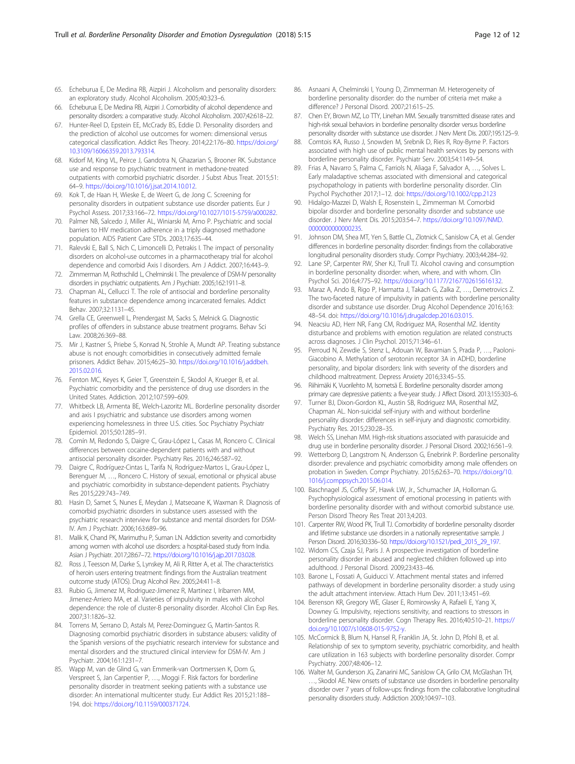65. Echeburua E, De Medina RB, Aizpiri J. Alcoholism and personality disorders: an exploratory study. Alcohol Alcoholism. 2005;40:323–6.
66. Echeburua E, De Medina RB, Aizpiri J. Comorbidity of alcohol dependence and personality disorders: a comparative study. Alcohol Alcoholism. 2007;42:618–22.
67. Hunter-Reel D, Epstein EE, McCrady BS, Eddie D. Personality disorders and the prediction of alcohol use outcomes for women: dimensional versus categorical classification. Addict Res Theory. 2014;22:176–80. https://doi.org/10.3109/16066359.2013.793314.
68. Kidorf M, King VL, Peirce J, Gandotra N, Ghazarian S, Brooner RK. Substance use and response to psychiatric treatment in methadone-treated outpatients with comorbid psychiatric disorder. J Subst Abus Treat. 2015;51:64–9. https://doi.org/10.1016/j.jsat.2014.10.012.
69. Kok T, de Haan H, Wieske E, de Weert G, de Jong C. Screening for personality disorders in outpatient substance use disorder patients. Eur J Psychol Assess. 2017;33:166–72. https://doi.org/10.1027/1015-5759/a000282.
70. Palmer NB, Salcedo J, Miller AL, Winiarski M, Arno P. Psychiatric and social barriers to HIV medication adherence in a triply diagnosed methadone population. AIDS Patient Care STDs. 2003;17:635–44.
71. Ralevski E, Ball S, Nich C, Limoncelli D, Petrakis I. The impact of personality disorders on alcohol-use outcomes in a pharmacotherapy trial for alcohol dependence and comorbid Axis I disorders. Am J Addict. 2007;16:443–9.
72. Zimmerman M, Rothschild L, Chelminski I. The prevalence of DSM-IV personality disorders in psychiatric outpatients. Am J Psychiatr. 2005;162:1911–8.
73. Chapman AL, Cellucci T. The role of antisocial and borderline personality features in substance dependence among incarcerated females. Addict Behav. 2007;32:1131–45.
74. Grella CE, Greenwell L, Prendergast M, Sacks S, Melnick G. Diagnostic profiles of offenders in substance abuse treatment programs. Behav Sci Law. 2008;26:369–88.
75. Mir J, Kastner S, Priebe S, Konrad N, Strohle A, Mundt AP. Treating substance abuse is not enough: comorbidities in consecutively admitted female prisoners. Addict Behav. 2015;46:25–30. https://doi.org/10.1016/j.addbeh.2015.02.016.
76. Fenton MC, Keyes K, Geier T, Greenstein E, Skodol A, Krueger B, et al. Psychiatric comorbidity and the persistence of drug use disorders in the United States. Addiction. 2012;107:599–609.
77. Whitbeck LB, Armenta BE, Welch-Lazoritz ML. Borderline personality disorder and axis I psychiatric and substance use disorders among women experiencing homelessness in three U.S. cities. Soc Psychiatry Psychiatr Epidemiol. 2015;50:1285–91.
78. Comín M, Redondo S, Daigre C, Grau-López L, Casas M, Roncero C. Clinical differences between cocaine-dependent patients with and without antisocial personality disorder. Psychiatry Res. 2016;246:587–92.
79. Daigre C, Rodríguez-Cintas L, Tarifa N, Rodríguez-Martos L, Grau-López L, Berenguer M, …, Roncero C. History of sexual, emotional or physical abuse and psychiatric comorbidity in substance-dependent patients. Psychiatry Res 2015;229:743–749.
80. Hasin D, Samet S, Nunes E, Meydan J, Matseoane K, Waxman R. Diagnosis of comorbid psychiatric disorders in substance users assessed with the psychiatric research interview for substance and mental disorders for DSM-IV. Am J Psychiatr. 2006;163:689–96.
81. Malik K, Chand PK, Marimuthu P, Suman LN. Addiction severity and comorbidity among women with alcohol use disorders: a hospital-based study from India. Asian J Psychiatr. 2017;28:67–72. https://doi.org/10.1016/j.ajp.2017.03.028.
82. Ross J, Teesson M, Darke S, Lynskey M, Ali R, Ritter A, et al. The characteristics of heroin users entering treatment: findings from the Australian treatment outcome study (ATOS). Drug Alcohol Rev. 2005;24:411–8.
83. Rubio G, Jimenez M, Rodriguez-Jimenez R, Martinez I, Iribarren MM, Jimenez-Arriero MA, et al. Varieties of impulsivity in males with alcohol dependence: the role of cluster-B personality disorder. Alcohol Clin Exp Res. 2007;31:1826–32.
84. Torrens M, Serrano D, Astals M, Perez-Dominguez G, Martin-Santos R. Diagnosing comorbid psychiatric disorders in substance abusers: validity of the Spanish versions of the psychiatric research interview for substance and mental disorders and the structured clinical interview for DSM-IV. Am J Psychiatr. 2004;161:1231–7.
85. Wapp M, van de Glind G, van Emmerik-van Oortmerssen K, Dom G, Verspreet S, Jan Carpentier P, …, Moggi F. Risk factors for borderline personality disorder in treatment seeking patients with a substance use disorder: An international multicenter study. Eur Addict Res 2015;21:188–194. doi: https://doi.org/10.1159/000371724.
86. Asnaani A, Chelminski I, Young D, Zimmerman M. Heterogeneity of borderline personality disorder: do the number of criteria met make a difference? J Personal Disord. 2007;21:615–25.
87. Chen EY, Brown MZ, Lo TTY, Linehan MM. Sexually transmitted disease rates and high-risk sexual behaviors in borderline personality disorder versus borderline personality disorder with substance use disorder. J Nerv Ment Dis. 2007;195:125–9.
88. Comtois KA, Russo J, Snowden M, Srebnik D, Ries R, Roy-Byrne P. Factors associated with high use of public mental health services by persons with borderline personality disorder. Psychiatr Serv. 2003;54:1149–54.
89. Frias A, Navarro S, Palma C, Farriols N, Aliaga F, Salvador A, …, Solves L. Early maladaptive schemas associated with dimensional and categorical psychopathology in patients with borderline personality disorder. Clin Psychol Psychother 2017;1–12. doi: https://doi.org/10.1002/cpp.2123
90. Hidalgo-Mazzei D, Walsh E, Rosenstein L, Zimmerman M. Comorbid bipolar disorder and borderline personality disorder and substance use disorder. J Nerv Ment Dis. 2015;203:54–7. https://doi.org/10.1097/NMD.0000000000000235.
91. Johnson DM, Shea MT, Yen S, Battle CL, Zlotnick C, Sanislow CA, et al. Gender differences in borderline personality disorder: findings from the collaborative longitudinal personality disorders study. Compr Psychiatry. 2003;44:284–92.
92. Lane SP, Carpenter RW, Sher KJ, Trull TJ. Alcohol craving and consumption in borderline personality disorder: when, where, and with whom. Clin Psychol Sci. 2016;4:775–92. https://doi.org/10.1177/2167702615616132.
93. Maraz A, Ando B, Rigo P, Harmatta J, Takach G, Zalka Z, …, Demetrovics Z. The two-faceted nature of impulsivity in patients with borderline personality disorder and substance use disorder. Drug Alcohol Dependence 2016;163:48–54. doi: https://doi.org/10.1016/j.drugalcdep.2016.03.015.
94. Neacsiu AD, Herr NR, Fang CM, Rodriguez MA, Rosenthal MZ. Identity disturbance and problems with emotion regulation are related constructs across diagnoses. J Clin Psychol. 2015;71:346–61.
95. Perroud N, Zewdie S, Stenz L, Adouan W, Bavamian S, Prada P, …, Paoloni-Giacobino A. Methylation of serotonin receptor 3A in ADHD, borderline personality, and bipolar disorders: link with severity of the disorders and childhood maltreatment. Depress Anxiety 2016;33:45–55.
96. Riihimäki K, Vuorilehto M, Isometsä E. Borderline personality disorder among primary care depressive patients: a five-year study. J Affect Disord. 2013;155:303–6.
97. Turner BJ, Dixon-Gordon KL, Austin SB, Rodriguez MA, Rosenthal MZ, Chapman AL. Non-suicidal self-injury with and without borderline personality disorder: differences in self-injury and diagnostic comorbidity. Psychiatry Res. 2015;230:28–35.
98. Welch SS, Linehan MM. High-risk situations associated with parasuicide and drug use in borderline personality disorder. J Personal Disord. 2002;16:561–9.
99. Wetterborg D, Langstrom N, Andersson G, Enebrink P. Borderline personality disorder: prevalence and psychiatric comorbidity among male offenders on probation in Sweden. Compr Psychiatry. 2015;62:63–70. https://doi.org/10.1016/j.comppsych.2015.06.014.
100. Baschnagel JS, Coffey SF, Hawk LW, Jr., Schumacher JA, Holloman G. Psychophysiological assessment of emotional processing in patients with borderline personality disorder with and without comorbid substance use. Person Disord Theory Res Treat 2013;4:203.
101. Carpenter RW, Wood PK, Trull TJ. Comorbidity of borderline personality disorder and lifetime substance use disorders in a nationally representative sample. J Person Disord. 2016;30:336–50. https://doi.org/10.1521/pedi_2015_29_197.
102. Widom CS, Czaja SJ, Paris J. A prospective investigation of borderline personality disorder in abused and neglected children followed up into adulthood. J Personal Disord. 2009;23:433–46.
103. Barone L, Fossati A, Guiducci V. Attachment mental states and inferred pathways of development in borderline personality disorder: a study using the adult attachment interview. Attach Hum Dev. 2011;13:451–69.
104. Berenson KR, Gregory WE, Glaser E, Romirowsky A, Rafaeli E, Yang X, Downey G. Impulsivity, rejections sensitivity, and reactions to stressors in borderline personality disorder. Cogn Therapy Res. 2016;40:510–21. https://doi.org/10.1007/s10608-015-9752-y.
105. McCormick B, Blum N, Hansel R, Franklin JA, St. John D, Pfohl B, et al. Relationship of sex to symptom severity, psychiatric comorbidity, and health care utilization in 163 subjects with borderline personality disorder. Compr Psychiatry. 2007;48:406–12.
106. Walter M, Gunderson JG, Zanarini MC, Sanislow CA, Grilo CM, McGlashan TH, …, Skodol AE. New onsets of substance use disorders in borderline personality disorder over 7 years of follow-ups: findings from the collaborative longitudinal personality disorders study. Addiction 2009;104:97–103.